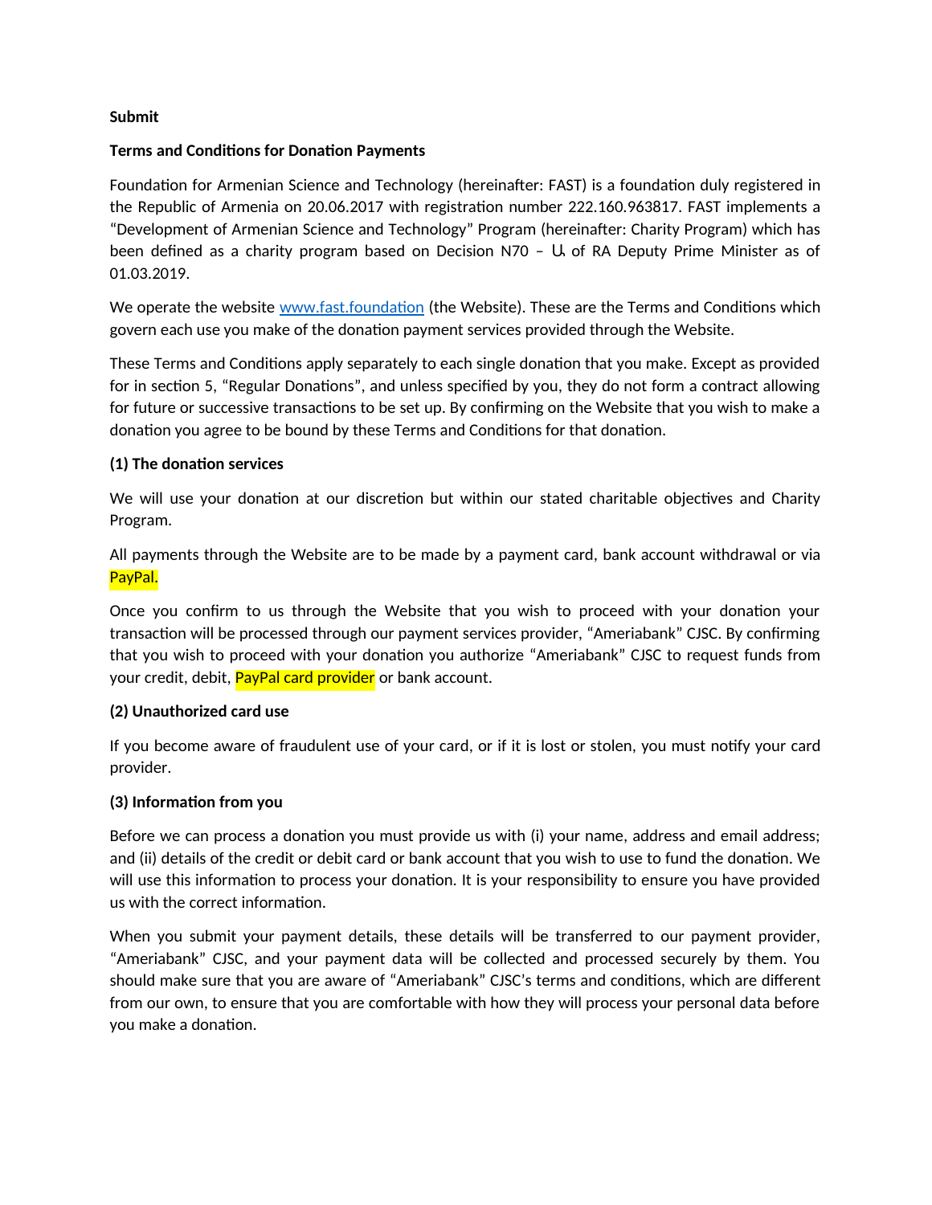**Submit**

**Terms and Conditions for Donation Payments**

Foundation for Armenian Science and Technology (hereinafter: FAST) is a foundation duly registered in the Republic of Armenia on 20.06.2017 with registration number 222.160.963817. FAST implements a "Development of Armenian Science and Technology" Program (hereinafter: Charity Program) which has been defined as a charity program based on Decision N70 – Ա of RA Deputy Prime Minister as of 01.03.2019.

We operate the website [www.fast.foundation](www.fast.foundation) (the Website). These are the Terms and Conditions which govern each use you make of the donation payment services provided through the Website.

These Terms and Conditions apply separately to each single donation that you make. Except as provided for in section 5, "Regular Donations", and unless specified by you, they do not form a contract allowing for future or successive transactions to be set up. By confirming on the Website that you wish to make a donation you agree to be bound by these Terms and Conditions for that donation.

**(1) The donation services**

We will use your donation at our discretion but within our stated charitable objectives and Charity Program.

All payments through the Website are to be made by a payment card, bank account withdrawal or via PayPal.

Once you confirm to us through the Website that you wish to proceed with your donation your transaction will be processed through our payment services provider, "Ameriabank" CJSC. By confirming that you wish to proceed with your donation you authorize "Ameriabank" CJSC to request funds from your credit, debit, PayPal card provider or bank account.

**(2) Unauthorized card use**

If you become aware of fraudulent use of your card, or if it is lost or stolen, you must notify your card provider.

**(3) Information from you**

Before we can process a donation you must provide us with (i) your name, address and email address; and (ii) details of the credit or debit card or bank account that you wish to use to fund the donation. We will use this information to process your donation. It is your responsibility to ensure you have provided us with the correct information.

When you submit your payment details, these details will be transferred to our payment provider, "Ameriabank" CJSC, and your payment data will be collected and processed securely by them. You should make sure that you are aware of "Ameriabank" CJSC's terms and conditions, which are different from our own, to ensure that you are comfortable with how they will process your personal data before you make a donation.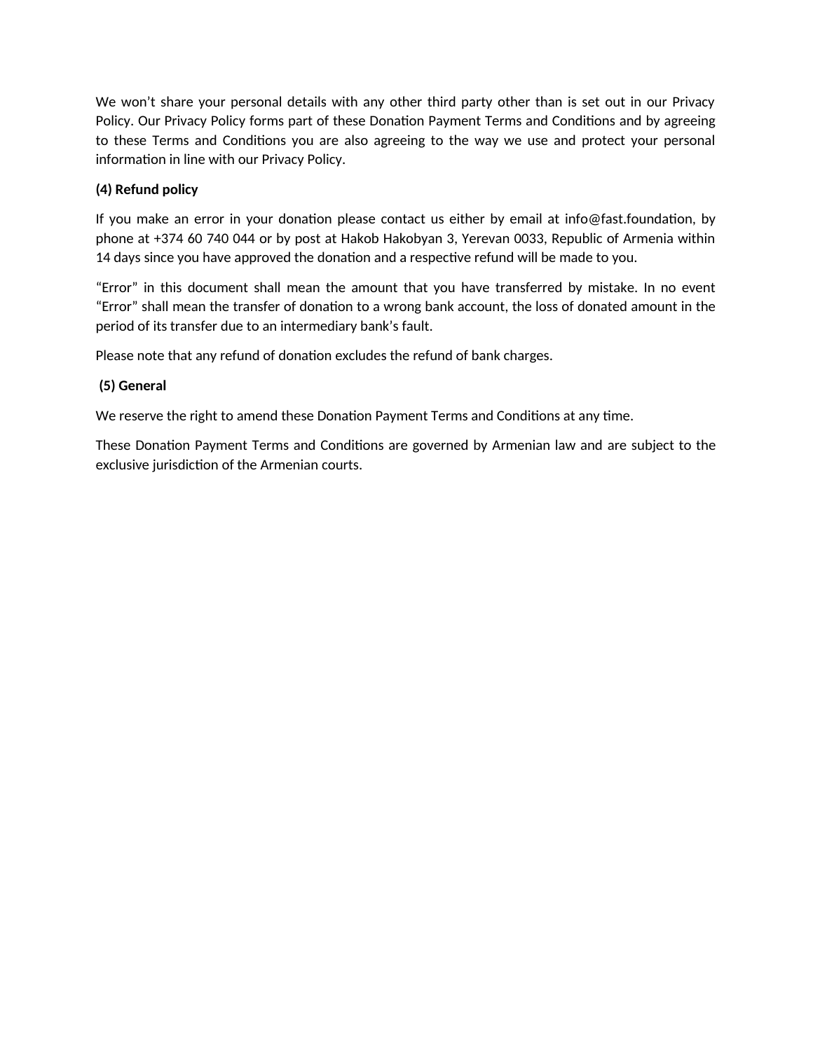We won't share your personal details with any other third party other than is set out in our Privacy Policy. Our Privacy Policy forms part of these Donation Payment Terms and Conditions and by agreeing to these Terms and Conditions you are also agreeing to the way we use and protect your personal information in line with our Privacy Policy.

**(4) Refund policy**

If you make an error in your donation please contact us either by email at info@fast.foundation, by phone at +374 60 740 044 or by post at Hakob Hakobyan 3, Yerevan 0033, Republic of Armenia within 14 days since you have approved the donation and a respective refund will be made to you.

"Error" in this document shall mean the amount that you have transferred by mistake. In no event "Error" shall mean the transfer of donation to a wrong bank account, the loss of donated amount in the period of its transfer due to an intermediary bank's fault.

Please note that any refund of donation excludes the refund of bank charges.

**(5) General**

We reserve the right to amend these Donation Payment Terms and Conditions at any time.

These Donation Payment Terms and Conditions are governed by Armenian law and are subject to the exclusive jurisdiction of the Armenian courts.